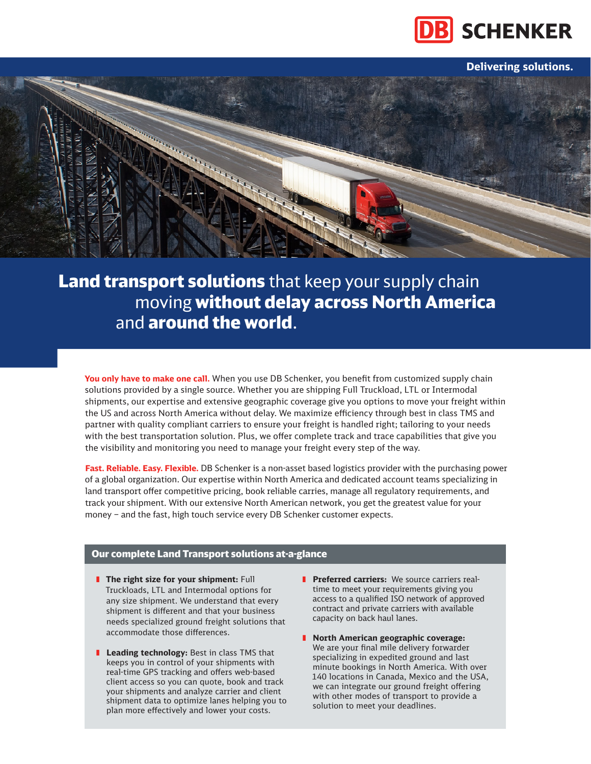DB SCHENKER

Delivering solutions.

# **Land transport solutions** that keep your supply chain moving **without delay across North America** and **around the world**.

**You only have to make one call.** When you use DB Schenker, you benefit from customized supply chain solutions provided by a single source. Whether you are shipping Full Truckload, LTL or Intermodal shipments, our expertise and extensive geographic coverage give you options to move your freight within the US and across North America without delay. We maximize efficiency through best in class TMS and partner with quality compliant carriers to ensure your freight is handled right; tailoring to your needs with the best transportation solution. Plus, we offer complete track and trace capabilities that give you the visibility and monitoring you need to manage your freight every step of the way.

**Fast. Reliable. Easy. Flexible.** DB Schenker is a non-asset based logistics provider with the purchasing power of a global organization. Our expertise within North America and dedicated account teams specializing in land transport offer competitive pricing, book reliable carries, manage all regulatory requirements, and track your shipment. With our extensive North American network, you get the greatest value for your money – and the fast, high touch service every DB Schenker customer expects.

## Our complete Land Transport solutions at-a-glance

- **The right size for your shipment:** Full Truckloads, LTL and Intermodal options for any size shipment. We understand that every shipment is different and that your business needs specialized ground freight solutions that accommodate those differences.
- **Leading technology:** Best in class TMS that keeps you in control of your shipments with real-time GPS tracking and offers web-based client access so you can quote, book and track your shipments and analyze carrier and client shipment data to optimize lanes helping you to plan more effectively and lower your costs.
- **Preferred carriers:** We source carriers real-time to meet your requirements giving you access to a qualified ISO network of approved contract and private carriers with available capacity on back haul lanes.
- **North American geographic coverage:** We are your final mile delivery forwarder specializing in expedited ground and last minute bookings in North America. With over 140 locations in Canada, Mexico and the USA, we can integrate our ground freight offering with other modes of transport to provide a solution to meet your deadlines.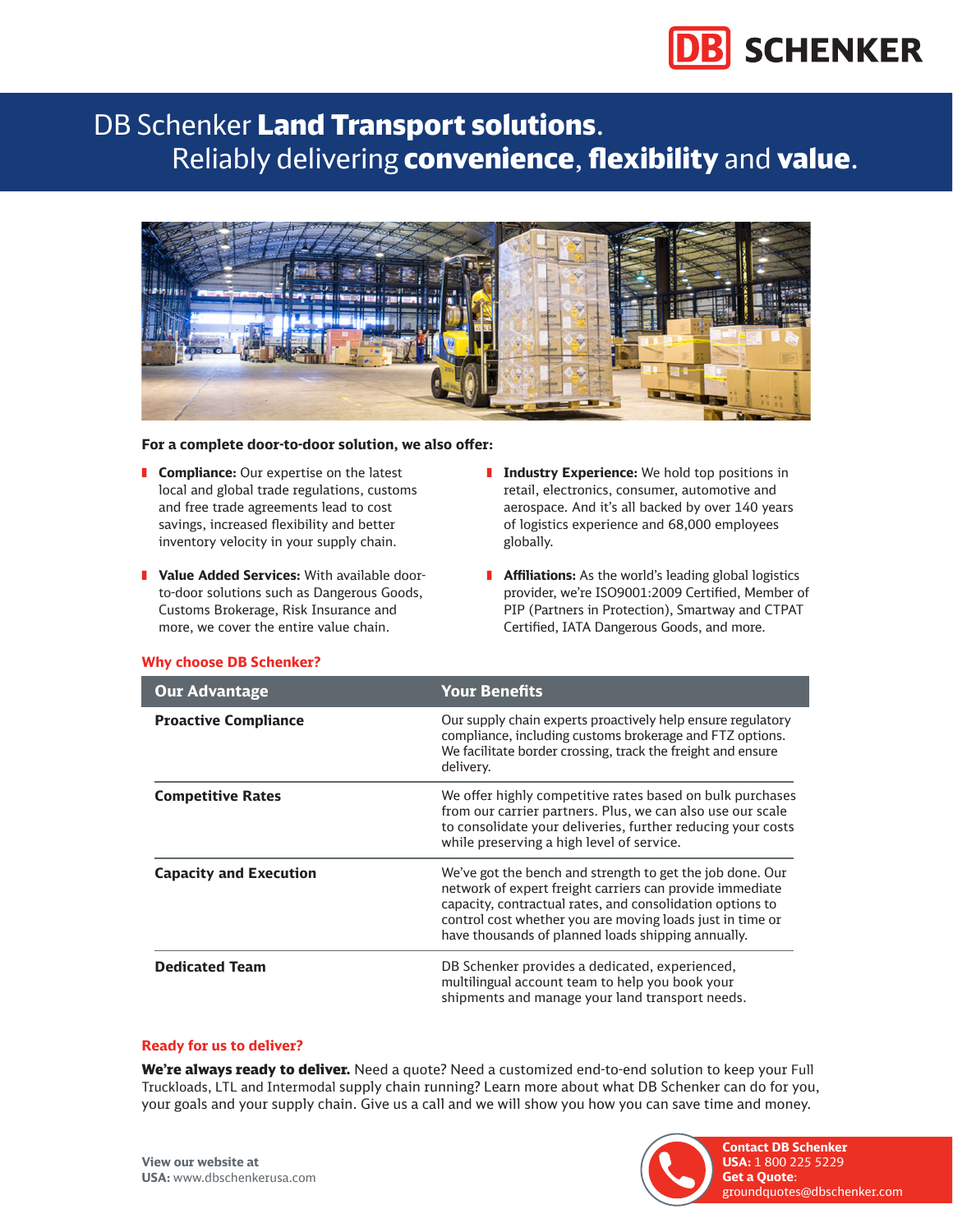DB SCHENKER

# DB Schenker **Land Transport solutions**. Reliably delivering **convenience**, **flexibility** and **value**.

**For a complete door-to-door solution, we also offer:**

- **Compliance:** Our expertise on the latest local and global trade regulations, customs and free trade agreements lead to cost savings, increased flexibility and better inventory velocity in your supply chain.
- **Value Added Services:** With available door-to-door solutions such as Dangerous Goods, Customs Brokerage, Risk Insurance and more, we cover the entire value chain.
- **Industry Experience:** We hold top positions in retail, electronics, consumer, automotive and aerospace. And it's all backed by over 140 years of logistics experience and 68,000 employees globally.
- **Affiliations:** As the world's leading global logistics provider, we're ISO9001:2009 Certified, Member of PIP (Partners in Protection), Smartway and CTPAT Certified, IATA Dangerous Goods, and more.

## Why choose DB Schenker?

| Our Advantage | Your Benefits |
|---|---|
| **Proactive Compliance** | Our supply chain experts proactively help ensure regulatory compliance, including customs brokerage and FTZ options. We facilitate border crossing, track the freight and ensure delivery. |
| **Competitive Rates** | We offer highly competitive rates based on bulk purchases from our carrier partners. Plus, we can also use our scale to consolidate your deliveries, further reducing your costs while preserving a high level of service. |
| **Capacity and Execution** | We've got the bench and strength to get the job done. Our network of expert freight carriers can provide immediate capacity, contractual rates, and consolidation options to control cost whether you are moving loads just in time or have thousands of planned loads shipping annually. |
| **Dedicated Team** | DB Schenker provides a dedicated, experienced, multilingual account team to help you book your shipments and manage your land transport needs. |

## Ready for us to deliver?

**We're always ready to deliver.** Need a quote? Need a customized end-to-end solution to keep your Full Truckloads, LTL and Intermodal supply chain running? Learn more about what DB Schenker can do for you, your goals and your supply chain. Give us a call and we will show you how you can save time and money.

**View our website at**
**USA:** www.dbschenkerusa.com

**Contact DB Schenker**
**USA:** 1 800 225 5229
**Get a Quote**:
groundquotes@dbschenker.com